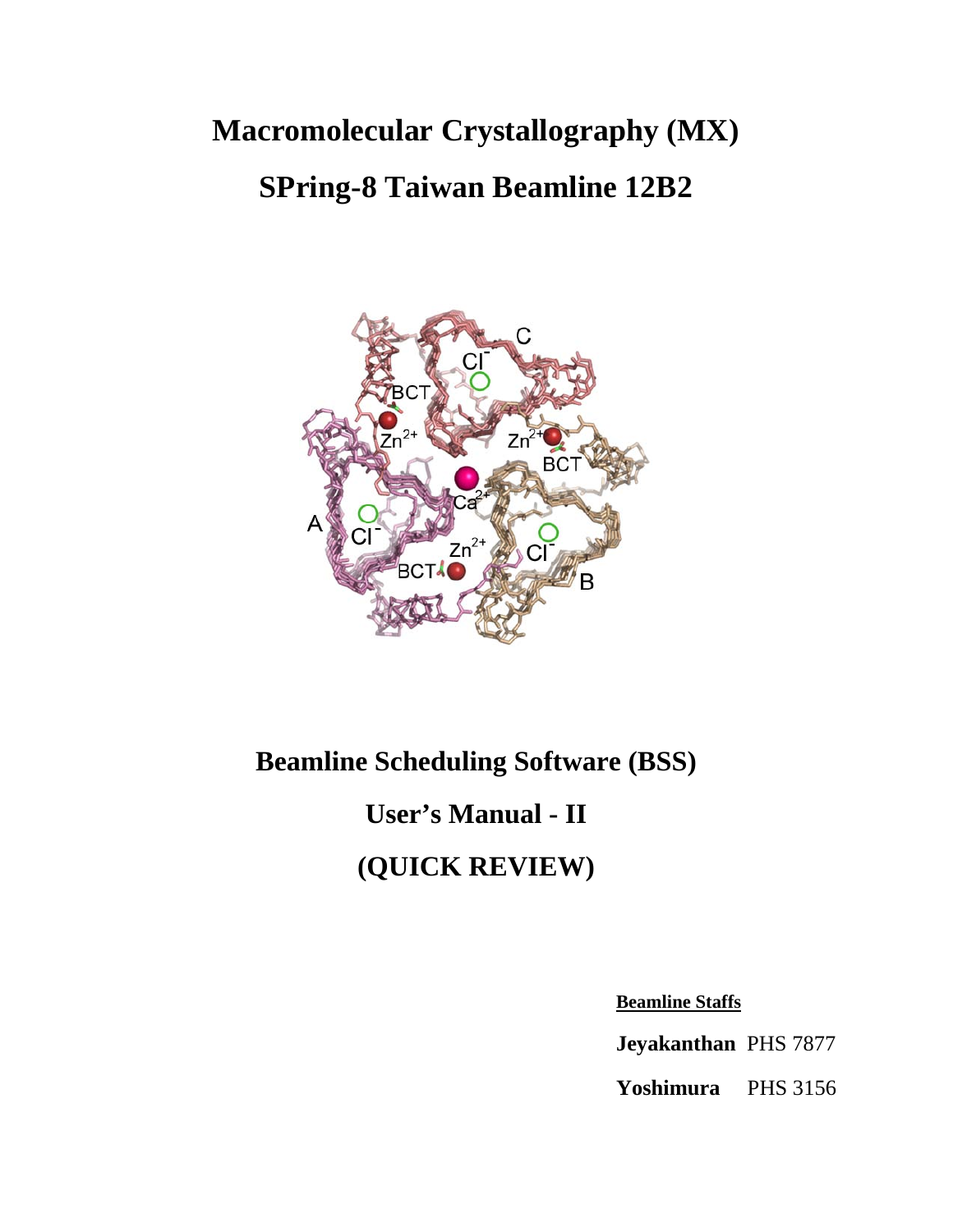# Macromolecular Crystallography (MX)

# SPring-8 Taiwan Beamline 12B2

# Beamline Scheduling Software (BSS)

# User's Manual - II

# (QUICK REVIEW)

**Beamline Staffs**

**Jeyakanthan** PHS 7877

**Yoshimura** PHS 3156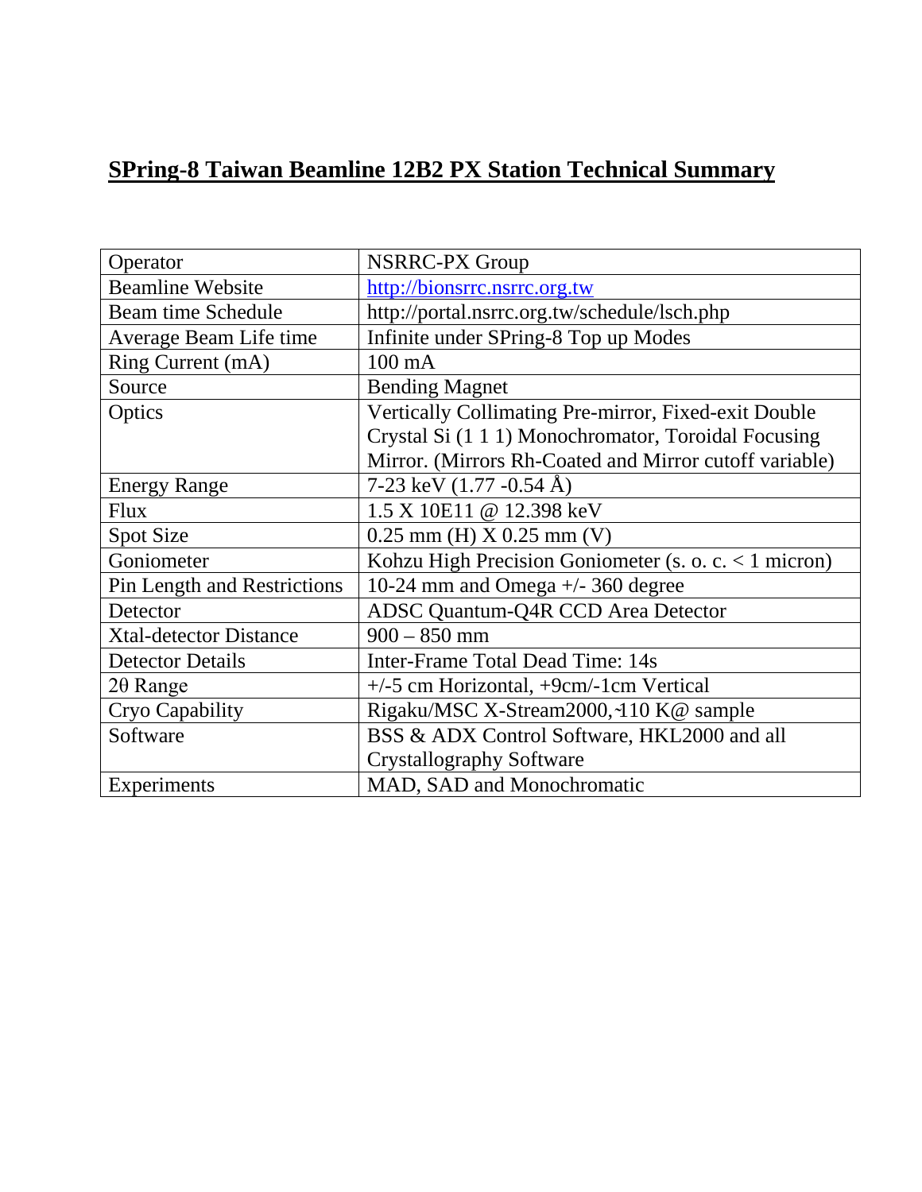# SPring-8 Taiwan Beamline 12B2 PX Station Technical Summary

| | |
|---|---|
| Operator | NSRRC-PX Group |
| Beamline Website | http://bionsrrc.nsrrc.org.tw |
| Beam time Schedule | http://portal.nsrrc.org.tw/schedule/lsch.php |
| Average Beam Life time | Infinite under SPring-8 Top up Modes |
| Ring Current (mA) | 100 mA |
| Source | Bending Magnet |
| Optics | Vertically Collimating Pre-mirror, Fixed-exit Double Crystal Si (1 1 1) Monochromator, Toroidal Focusing Mirror. (Mirrors Rh-Coated and Mirror cutoff variable) |
| Energy Range | 7-23 keV (1.77 -0.54 Å) |
| Flux | 1.5 X 10E11 @ 12.398 keV |
| Spot Size | 0.25 mm (H) X 0.25 mm (V) |
| Goniometer | Kohzu High Precision Goniometer (s. o. c. < 1 micron) |
| Pin Length and Restrictions | 10-24 mm and Omega +/- 360 degree |
| Detector | ADSC Quantum-Q4R CCD Area Detector |
| Xtal-detector Distance | 900 – 850 mm |
| Detector Details | Inter-Frame Total Dead Time: 14s |
| 2θ Range | +/-5 cm Horizontal, +9cm/-1cm Vertical |
| Cryo Capability | Rigaku/MSC X-Stream2000, ~110 K@ sample |
| Software | BSS & ADX Control Software, HKL2000 and all Crystallography Software |
| Experiments | MAD, SAD and Monochromatic |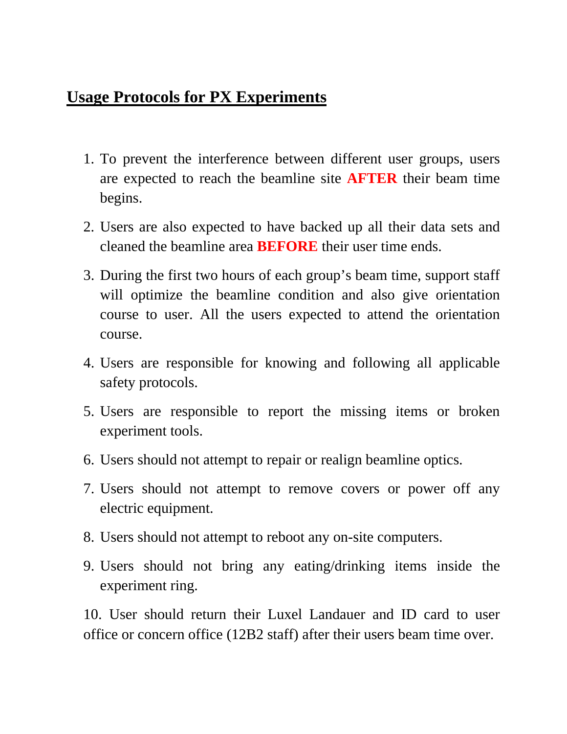## <u>Usage Protocols for PX Experiments</u>

1. To prevent the interference between different user groups, users are expected to reach the beamline site **AFTER** their beam time begins.

2. Users are also expected to have backed up all their data sets and cleaned the beamline area **BEFORE** their user time ends.

3. During the first two hours of each group's beam time, support staff will optimize the beamline condition and also give orientation course to user. All the users expected to attend the orientation course.

4. Users are responsible for knowing and following all applicable safety protocols.

5. Users are responsible to report the missing items or broken experiment tools.

6. Users should not attempt to repair or realign beamline optics.

7. Users should not attempt to remove covers or power off any electric equipment.

8. Users should not attempt to reboot any on-site computers.

9. Users should not bring any eating/drinking items inside the experiment ring.

10. User should return their Luxel Landauer and ID card to user office or concern office (12B2 staff) after their users beam time over.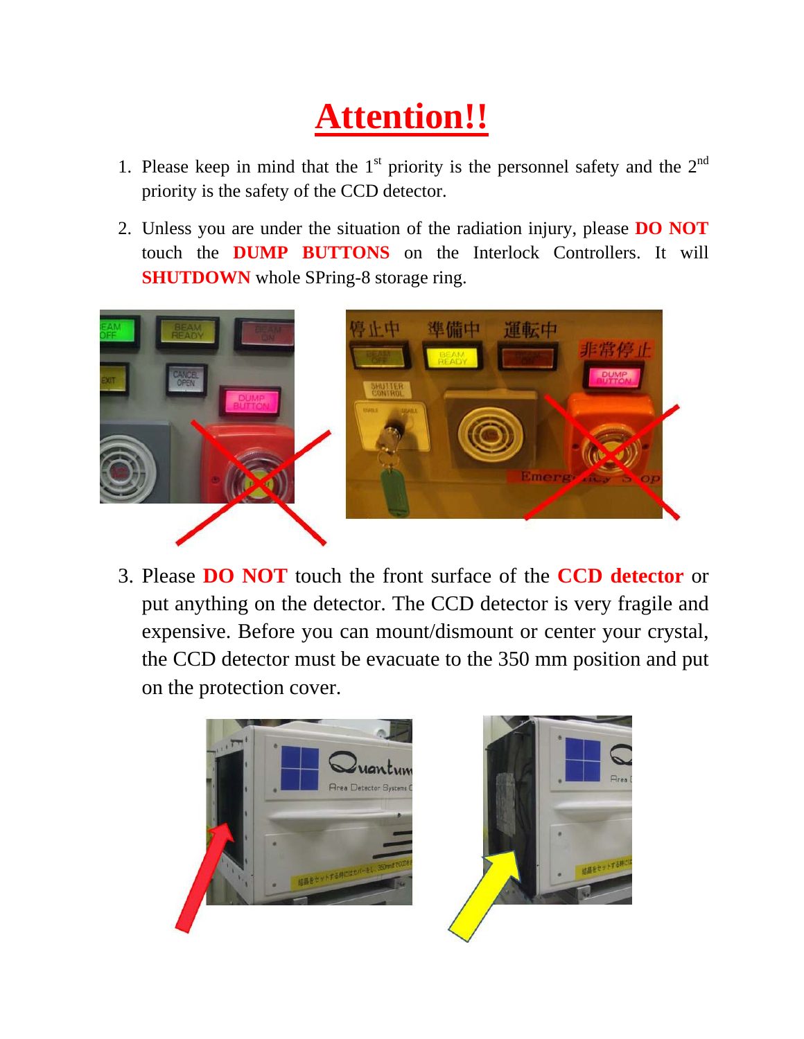# Attention!!

1. Please keep in mind that the 1$^{st}$ priority is the personnel safety and the 2$^{nd}$ priority is the safety of the CCD detector.

2. Unless you are under the situation of the radiation injury, please **DO NOT** touch the **DUMP BUTTONS** on the Interlock Controllers. It will **SHUTDOWN** whole SPring-8 storage ring.

3. Please **DO NOT** touch the front surface of the **CCD detector** or put anything on the detector. The CCD detector is very fragile and expensive. Before you can mount/dismount or center your crystal, the CCD detector must be evacuate to the 350 mm position and put on the protection cover.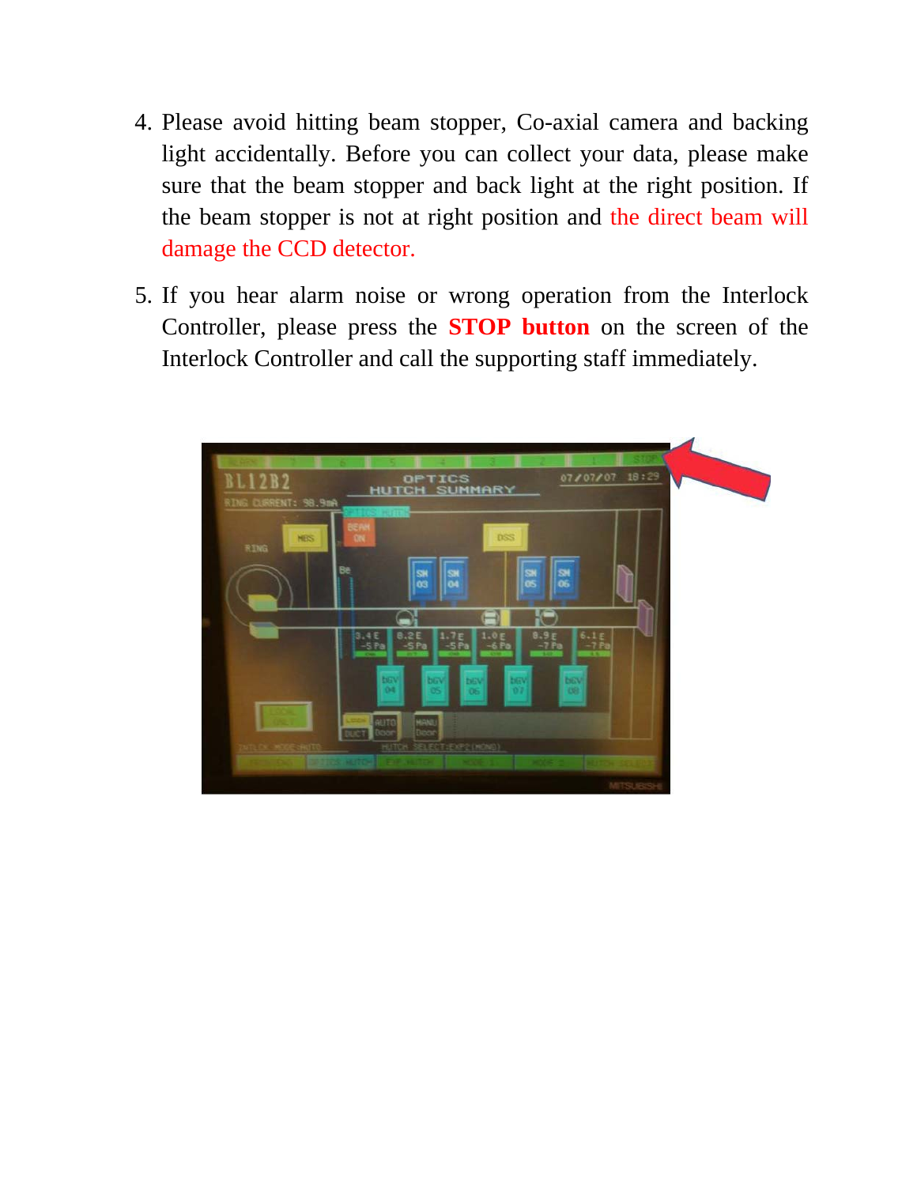4. Please avoid hitting beam stopper, Co-axial camera and backing light accidentally. Before you can collect your data, please make sure that the beam stopper and back light at the right position. If the beam stopper is not at right position and the direct beam will damage the CCD detector.

5. If you hear alarm noise or wrong operation from the Interlock Controller, please press the **STOP button** on the screen of the Interlock Controller and call the supporting staff immediately.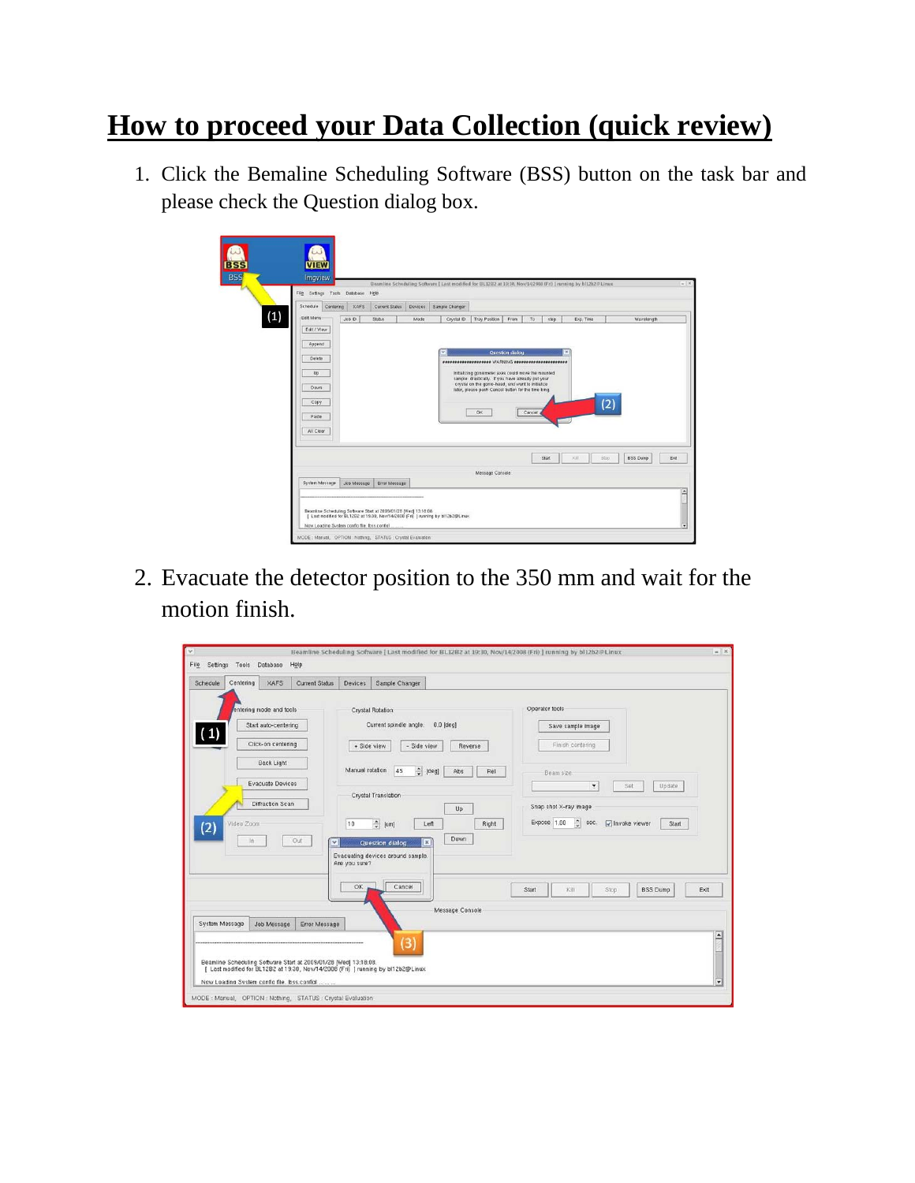# How to proceed your Data Collection (quick review)

1. Click the Bemaline Scheduling Software (BSS) button on the task bar and please check the Question dialog box.

2. Evacuate the detector position to the 350 mm and wait for the motion finish.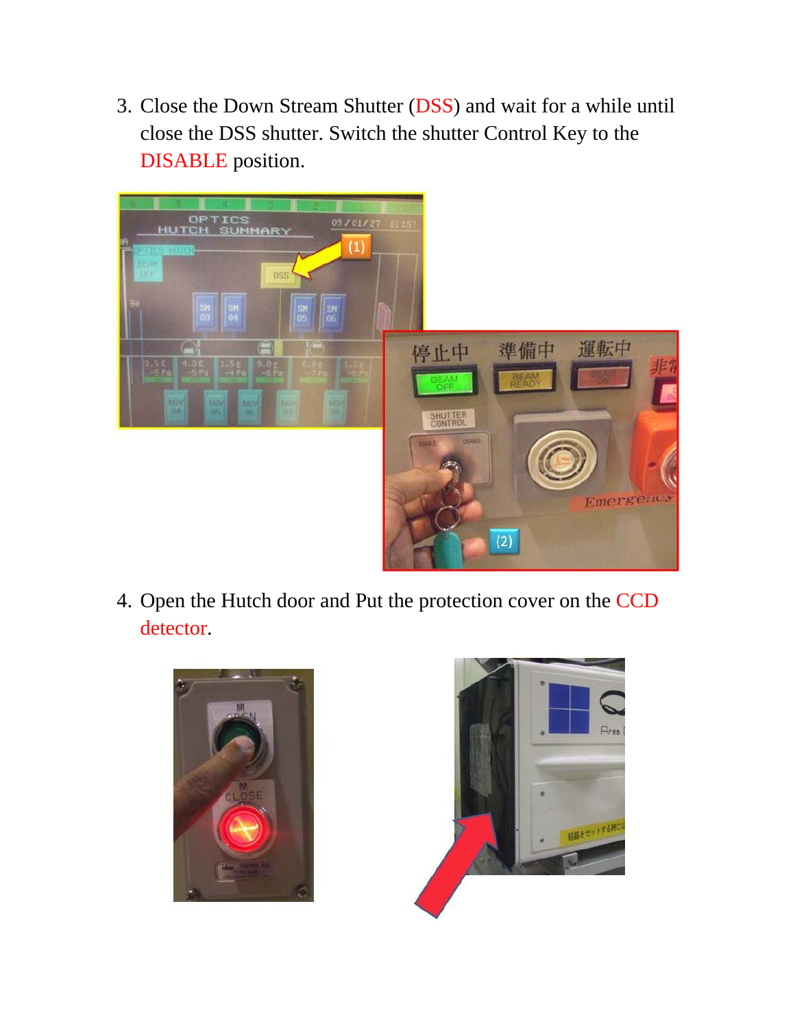3. Close the Down Stream Shutter (DSS) and wait for a while until close the DSS shutter. Switch the shutter Control Key to the DISABLE position.

4. Open the Hutch door and Put the protection cover on the CCD detector.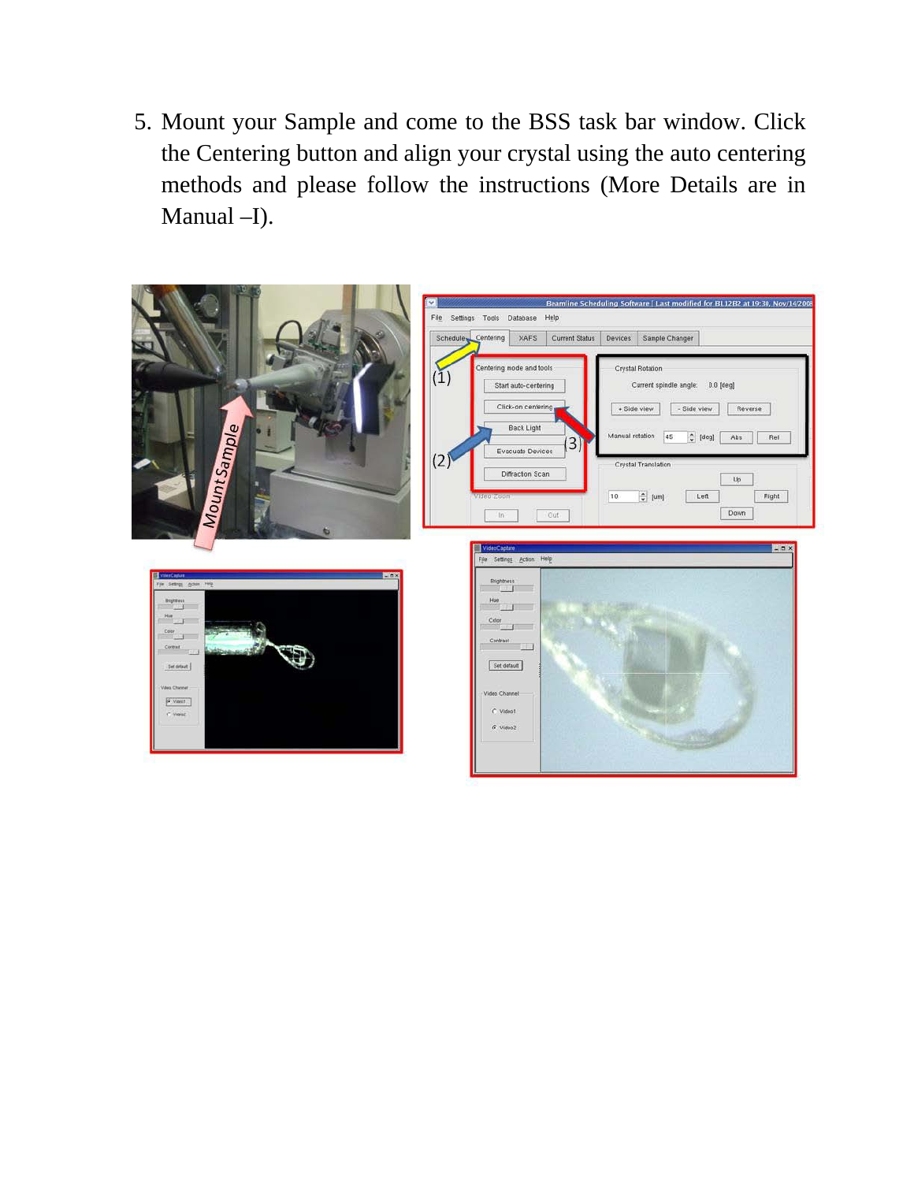5. Mount your Sample and come to the BSS task bar window. Click the Centering button and align your crystal using the auto centering methods and please follow the instructions (More Details are in Manual –I).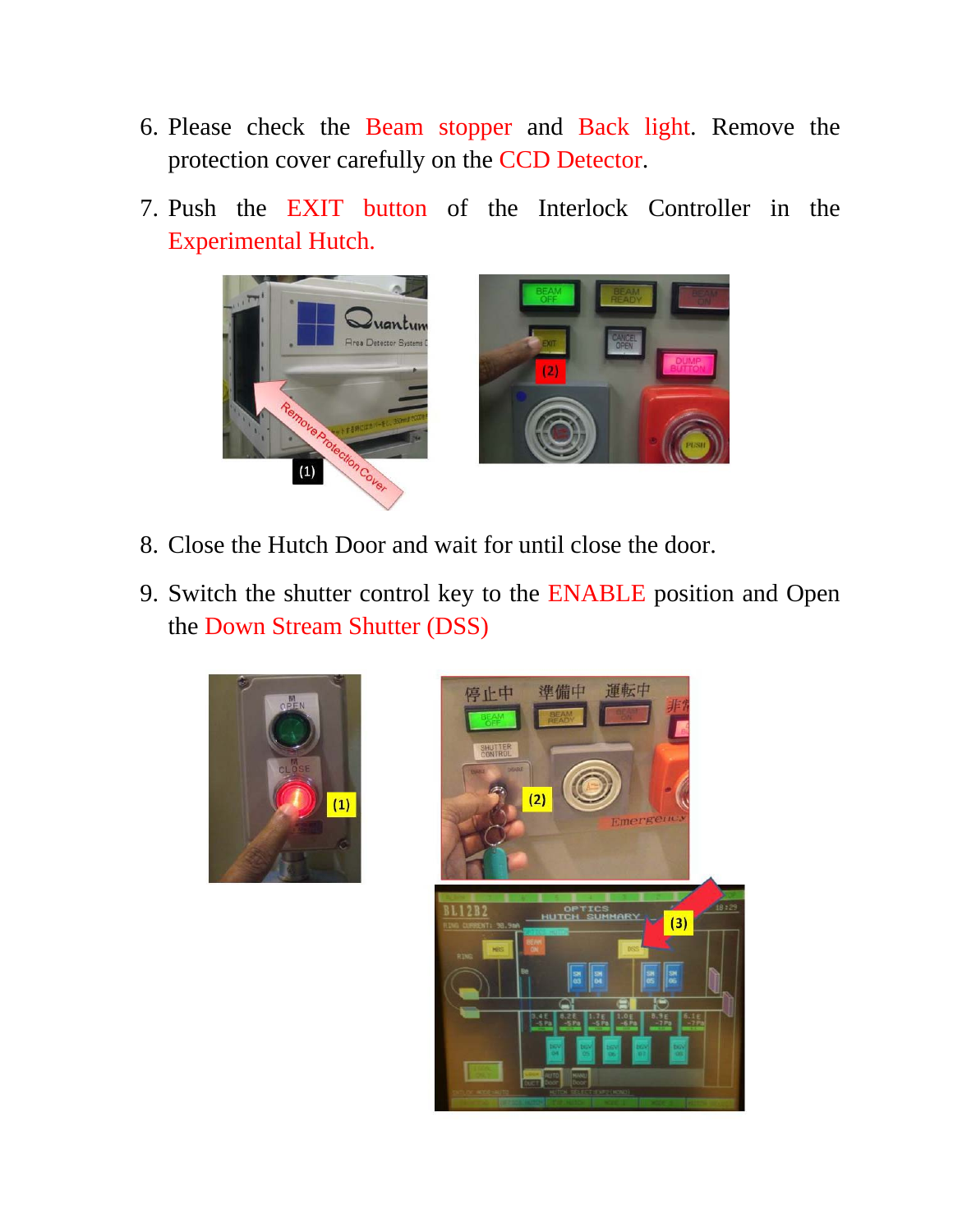6. Please check the Beam stopper and Back light. Remove the protection cover carefully on the CCD Detector.
7. Push the EXIT button of the Interlock Controller in the Experimental Hutch.
8. Close the Hutch Door and wait for until close the door.
9. Switch the shutter control key to the ENABLE position and Open the Down Stream Shutter (DSS)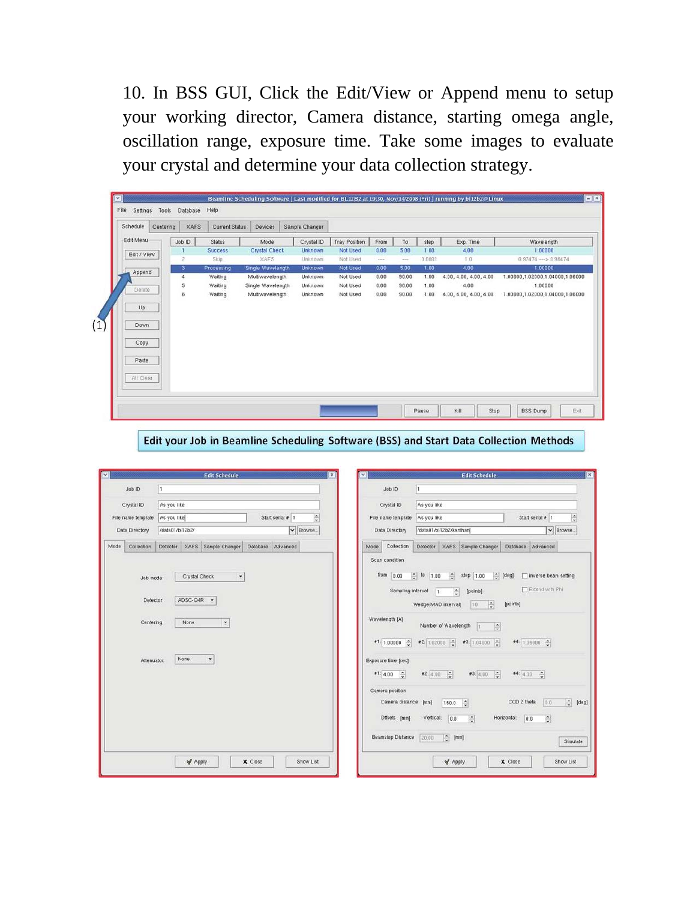10. In BSS GUI, Click the Edit/View or Append menu to setup your working director, Camera distance, starting omega angle, oscillation range, exposure time. Take some images to evaluate your crystal and determine your data collection strategy.

Edit your Job in Beamline Scheduling Software (BSS) and Start Data Collection Methods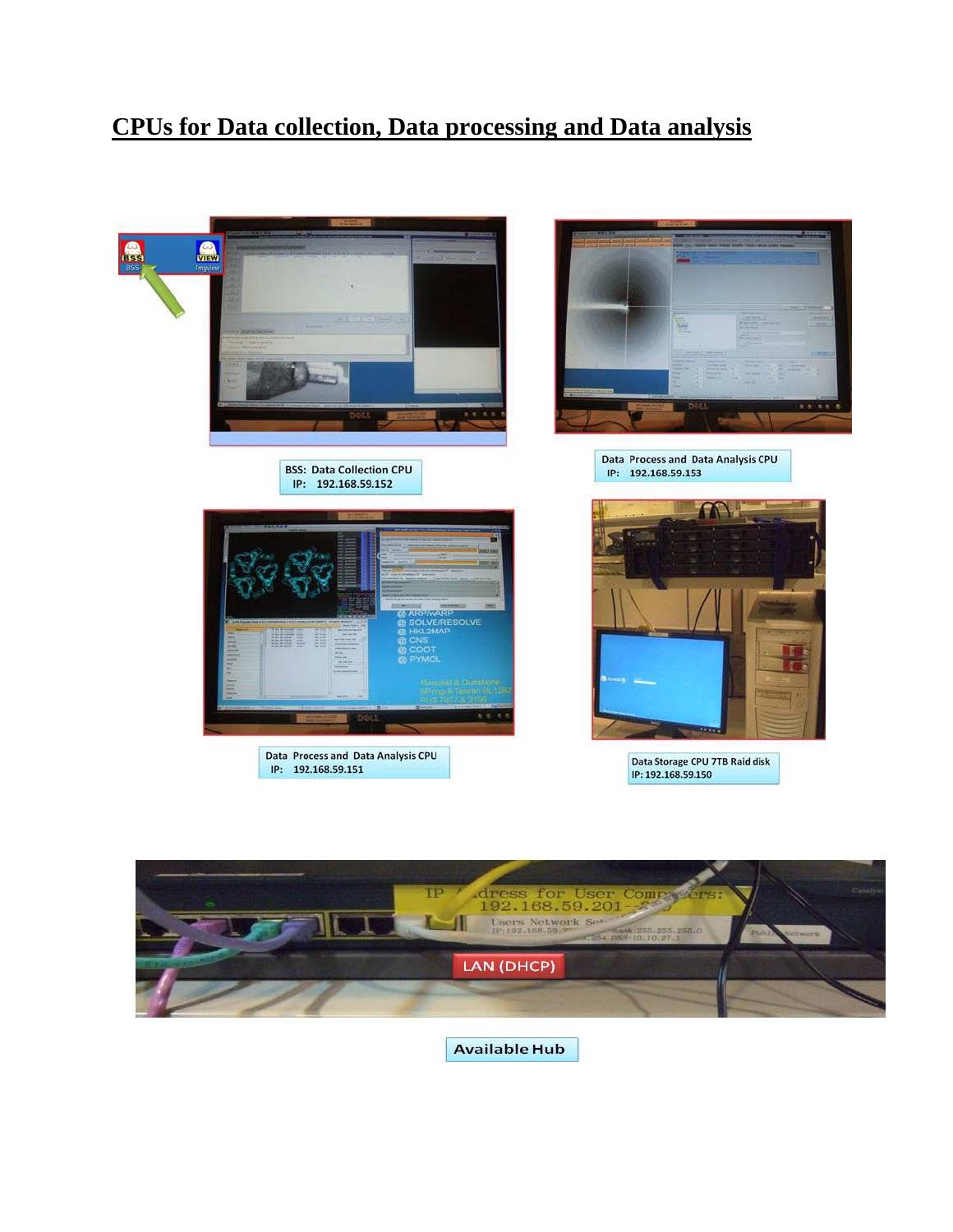# CPUs for Data collection, Data processing and Data analysis

BSS: Data Collection CPU
IP: 192.168.59.152

Data Process and Data Analysis CPU
IP: 192.168.59.153

Data Process and Data Analysis CPU
IP: 192.168.59.151

Data Storage CPU 7TB Raid disk
IP: 192.168.59.150

LAN (DHCP)

Available Hub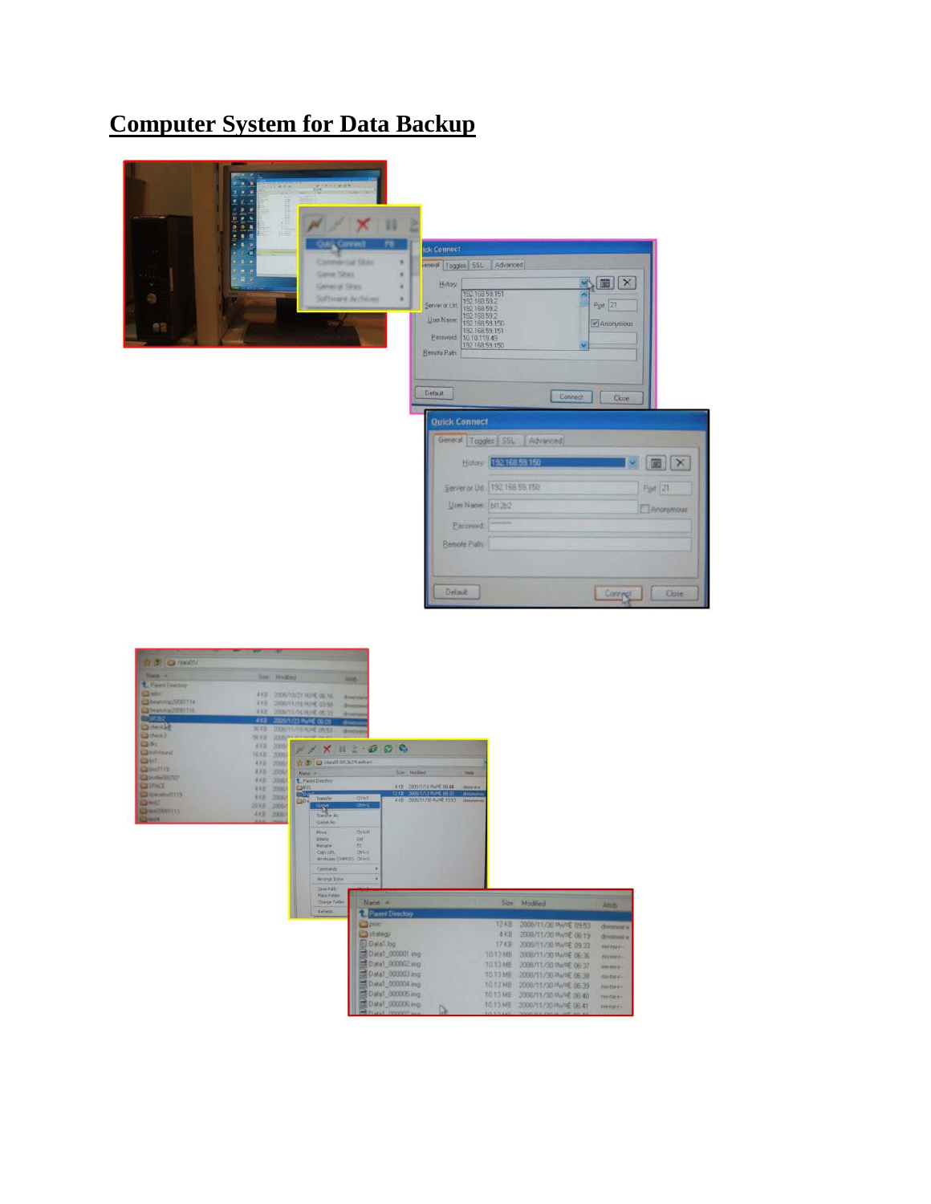# Computer System for Data Backup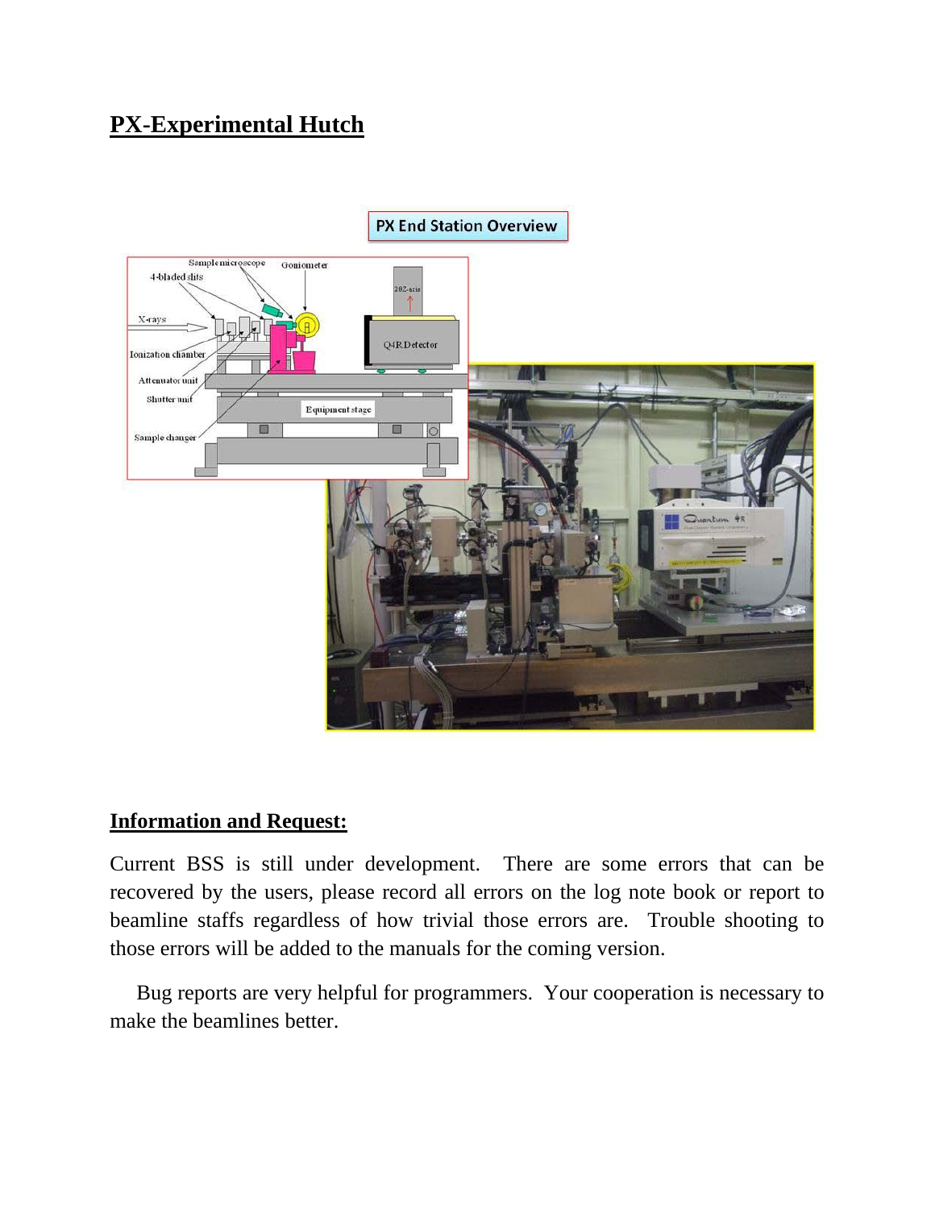## PX-Experimental Hutch

PX End Station Overview

Sample microscope
Goniometer
4-bladed slits
X-rays
Ionization chamber
Attenuator unit
Shutter unit
Sample changer
2θZ-axis
Q4R Detector
Equipment stage

## Information and Request:

Current BSS is still under development. There are some errors that can be recovered by the users, please record all errors on the log note book or report to beamline staffs regardless of how trivial those errors are. Trouble shooting to those errors will be added to the manuals for the coming version.

Bug reports are very helpful for programmers. Your cooperation is necessary to make the beamlines better.